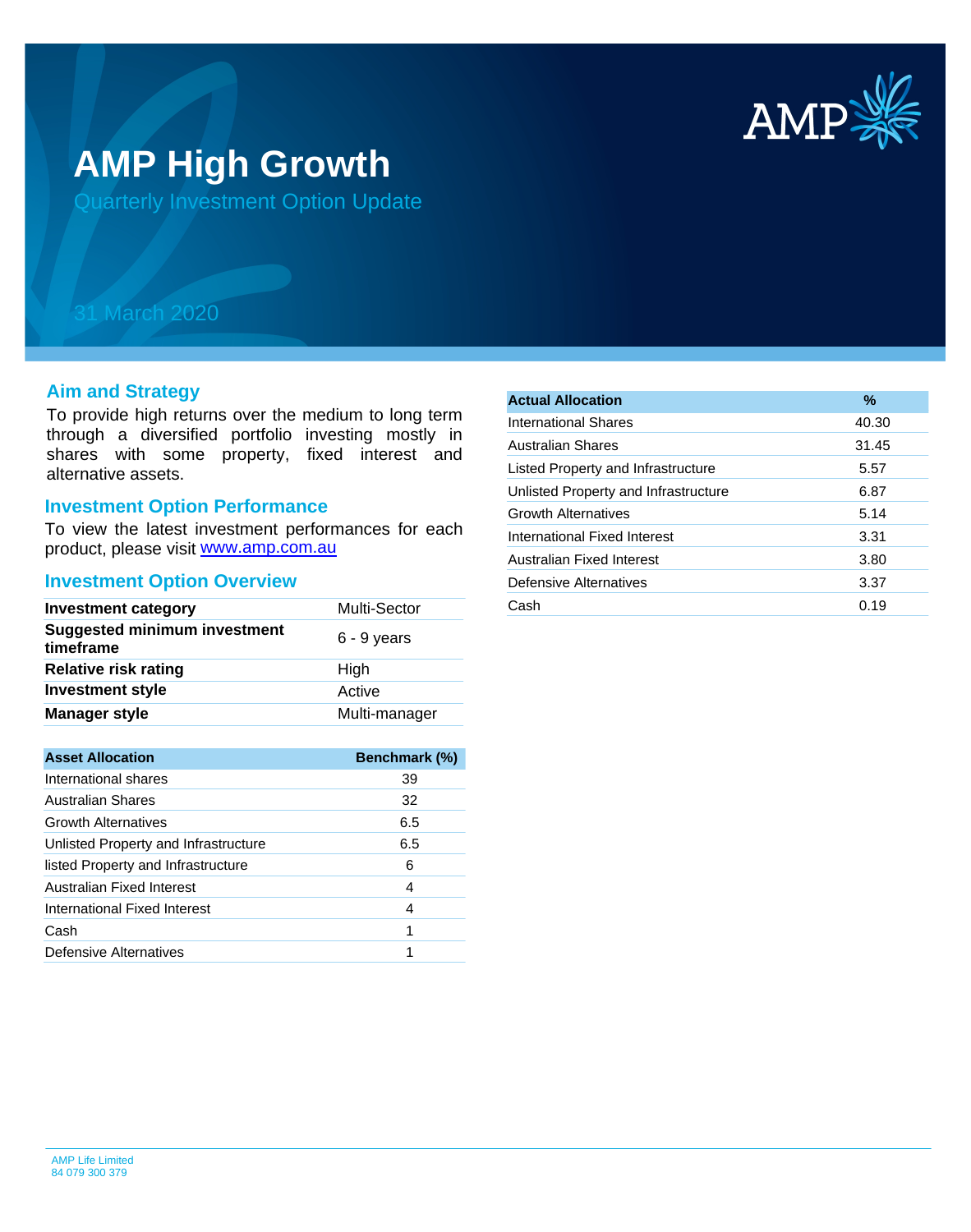# AMP High Growth

Quarterly Investment Option Update

31 March 2020

## Aim and Strategy

To provide high returns over the medium to long term through a diversified portfolio investing mostly in shares with some property, fixed interest and alternative assets.

## Investment Option Performance

To view the latest investment performances for each product, please visit [www.amp.com.au](www.amp.com.au)

## Investment Option Overview

| | |
|---|---|
| **Investment category** | Multi-Sector |
| **Suggested minimum investment timeframe** | 6 - 9 years |
| **Relative risk rating** | High |
| **Investment style** | Active |
| **Manager style** | Multi-manager |

| Asset Allocation | Benchmark (%) |
|---|---|
| International shares | 39 |
| Australian Shares | 32 |
| Growth Alternatives | 6.5 |
| Unlisted Property and Infrastructure | 6.5 |
| listed Property and Infrastructure | 6 |
| Australian Fixed Interest | 4 |
| International Fixed Interest | 4 |
| Cash | 1 |
| Defensive Alternatives | 1 |

| Actual Allocation | % |
|---|---|
| International Shares | 40.30 |
| Australian Shares | 31.45 |
| Listed Property and Infrastructure | 5.57 |
| Unlisted Property and Infrastructure | 6.87 |
| Growth Alternatives | 5.14 |
| International Fixed Interest | 3.31 |
| Australian Fixed Interest | 3.80 |
| Defensive Alternatives | 3.37 |
| Cash | 0.19 |

AMP Life Limited
84 079 300 379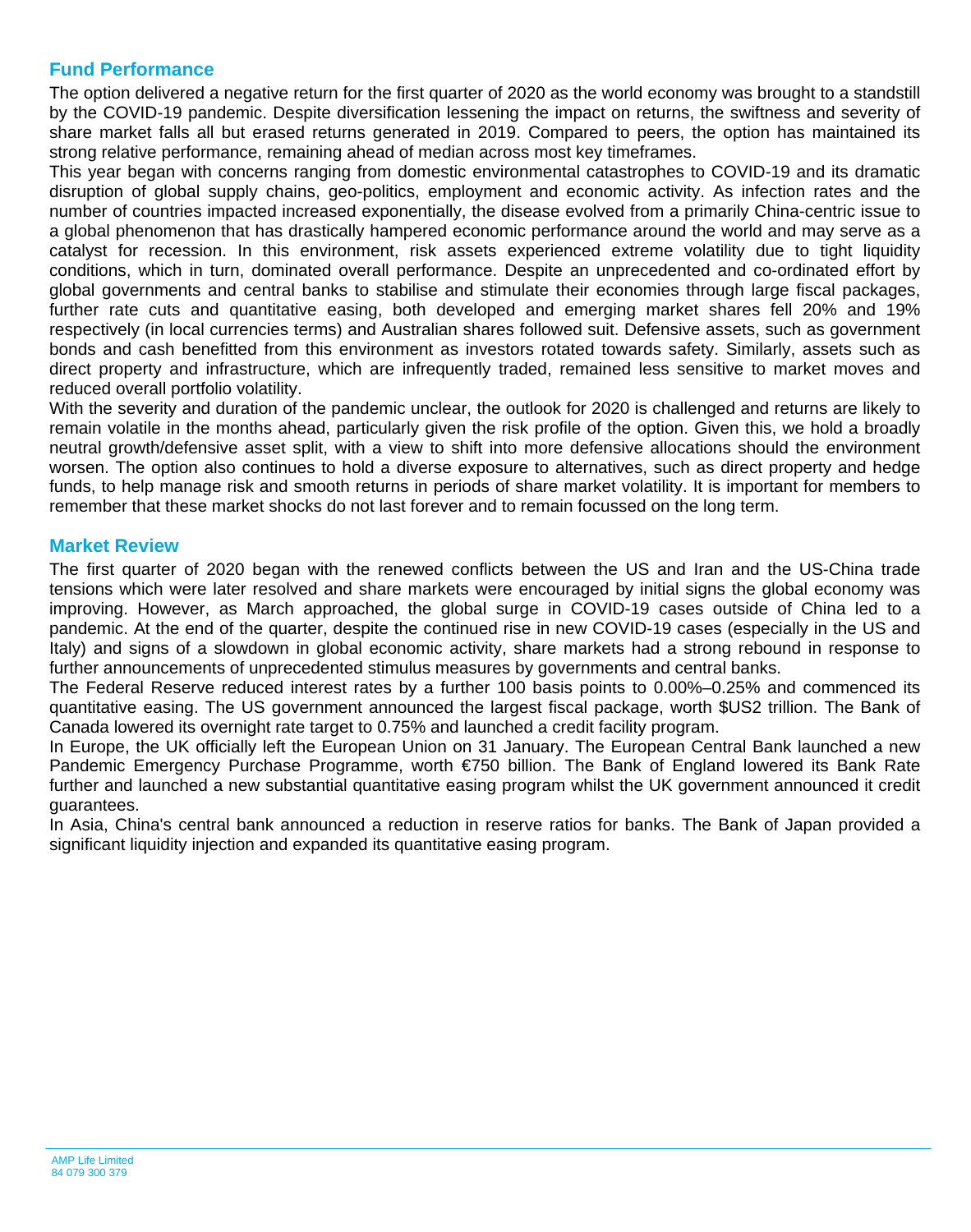## Fund Performance

The option delivered a negative return for the first quarter of 2020 as the world economy was brought to a standstill by the COVID-19 pandemic. Despite diversification lessening the impact on returns, the swiftness and severity of share market falls all but erased returns generated in 2019. Compared to peers, the option has maintained its strong relative performance, remaining ahead of median across most key timeframes.

This year began with concerns ranging from domestic environmental catastrophes to COVID-19 and its dramatic disruption of global supply chains, geo-politics, employment and economic activity. As infection rates and the number of countries impacted increased exponentially, the disease evolved from a primarily China-centric issue to a global phenomenon that has drastically hampered economic performance around the world and may serve as a catalyst for recession. In this environment, risk assets experienced extreme volatility due to tight liquidity conditions, which in turn, dominated overall performance. Despite an unprecedented and co-ordinated effort by global governments and central banks to stabilise and stimulate their economies through large fiscal packages, further rate cuts and quantitative easing, both developed and emerging market shares fell 20% and 19% respectively (in local currencies terms) and Australian shares followed suit. Defensive assets, such as government bonds and cash benefitted from this environment as investors rotated towards safety. Similarly, assets such as direct property and infrastructure, which are infrequently traded, remained less sensitive to market moves and reduced overall portfolio volatility.

With the severity and duration of the pandemic unclear, the outlook for 2020 is challenged and returns are likely to remain volatile in the months ahead, particularly given the risk profile of the option. Given this, we hold a broadly neutral growth/defensive asset split, with a view to shift into more defensive allocations should the environment worsen. The option also continues to hold a diverse exposure to alternatives, such as direct property and hedge funds, to help manage risk and smooth returns in periods of share market volatility. It is important for members to remember that these market shocks do not last forever and to remain focussed on the long term.

## Market Review

The first quarter of 2020 began with the renewed conflicts between the US and Iran and the US-China trade tensions which were later resolved and share markets were encouraged by initial signs the global economy was improving. However, as March approached, the global surge in COVID-19 cases outside of China led to a pandemic. At the end of the quarter, despite the continued rise in new COVID-19 cases (especially in the US and Italy) and signs of a slowdown in global economic activity, share markets had a strong rebound in response to further announcements of unprecedented stimulus measures by governments and central banks.

The Federal Reserve reduced interest rates by a further 100 basis points to 0.00%–0.25% and commenced its quantitative easing. The US government announced the largest fiscal package, worth $US2 trillion. The Bank of Canada lowered its overnight rate target to 0.75% and launched a credit facility program.

In Europe, the UK officially left the European Union on 31 January. The European Central Bank launched a new Pandemic Emergency Purchase Programme, worth €750 billion. The Bank of England lowered its Bank Rate further and launched a new substantial quantitative easing program whilst the UK government announced it credit guarantees.

In Asia, China's central bank announced a reduction in reserve ratios for banks. The Bank of Japan provided a significant liquidity injection and expanded its quantitative easing program.

AMP Life Limited
84 079 300 379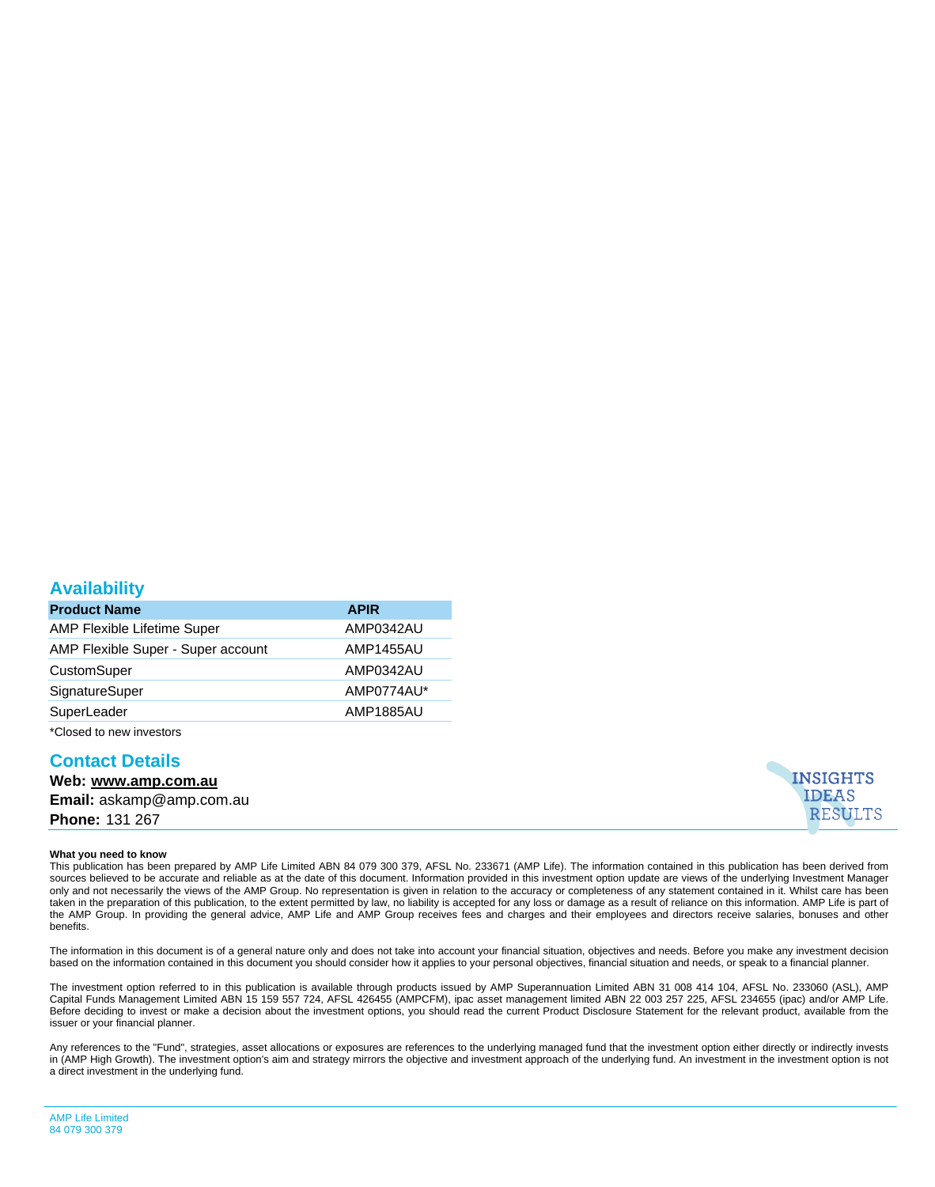## Availability

| Product Name | APIR |
|---|---|
| AMP Flexible Lifetime Super | AMP0342AU |
| AMP Flexible Super - Super account | AMP1455AU |
| CustomSuper | AMP0342AU |
| SignatureSuper | AMP0774AU* |
| SuperLeader | AMP1885AU |

*Closed to new investors

## Contact Details

**Web:** **www.amp.com.au**
**Email:** askamp@amp.com.au
**Phone:** 131 267

INSIGHTS
IDEAS
RESULTS

**What you need to know**
This publication has been prepared by AMP Life Limited ABN 84 079 300 379, AFSL No. 233671 (AMP Life). The information contained in this publication has been derived from sources believed to be accurate and reliable as at the date of this document. Information provided in this investment option update are views of the underlying Investment Manager only and not necessarily the views of the AMP Group. No representation is given in relation to the accuracy or completeness of any statement contained in it. Whilst care has been taken in the preparation of this publication, to the extent permitted by law, no liability is accepted for any loss or damage as a result of reliance on this information. AMP Life is part of the AMP Group. In providing the general advice, AMP Life and AMP Group receives fees and charges and their employees and directors receive salaries, bonuses and other benefits.

The information in this document is of a general nature only and does not take into account your financial situation, objectives and needs. Before you make any investment decision based on the information contained in this document you should consider how it applies to your personal objectives, financial situation and needs, or speak to a financial planner.

The investment option referred to in this publication is available through products issued by AMP Superannuation Limited ABN 31 008 414 104, AFSL No. 233060 (ASL), AMP Capital Funds Management Limited ABN 15 159 557 724, AFSL 426455 (AMPCFM), ipac asset management limited ABN 22 003 257 225, AFSL 234655 (ipac) and/or AMP Life. Before deciding to invest or make a decision about the investment options, you should read the current Product Disclosure Statement for the relevant product, available from the issuer or your financial planner.

Any references to the "Fund", strategies, asset allocations or exposures are references to the underlying managed fund that the investment option either directly or indirectly invests in (AMP High Growth). The investment option's aim and strategy mirrors the objective and investment approach of the underlying fund. An investment in the investment option is not a direct investment in the underlying fund.

AMP Life Limited
84 079 300 379